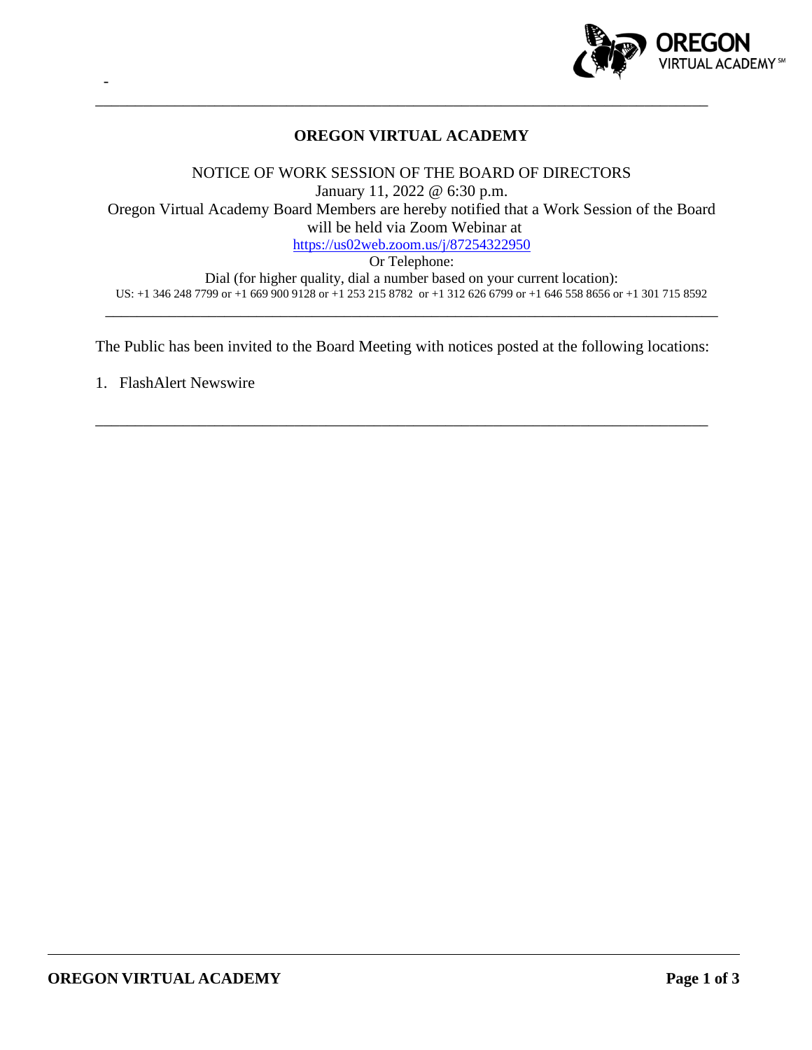# OREGON VIRTUAL ACADEMY

NOTICE OF WORK SESSION OF THE BOARD OF DIRECTORS
January 11, 2022 @ 6:30 p.m.
Oregon Virtual Academy Board Members are hereby notified that a Work Session of the Board will be held via Zoom Webinar at
https://us02web.zoom.us/j/87254322950
Or Telephone:
Dial (for higher quality, dial a number based on your current location):
US: +1 346 248 7799 or +1 669 900 9128 or +1 253 215 8782 or +1 312 626 6799 or +1 646 558 8656 or +1 301 715 8592

---

The Public has been invited to the Board Meeting with notices posted at the following locations:

1. FlashAlert Newswire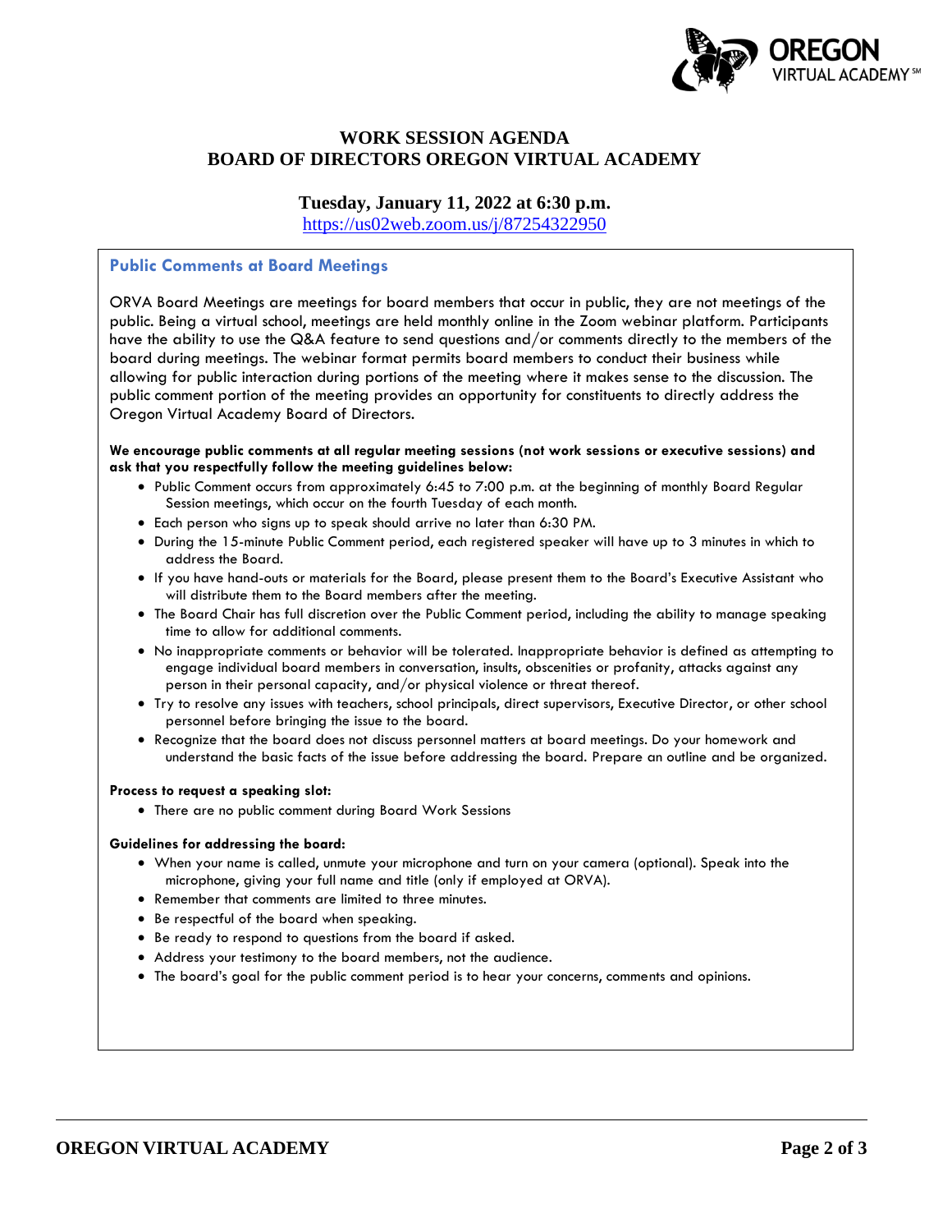# WORK SESSION AGENDA
# BOARD OF DIRECTORS OREGON VIRTUAL ACADEMY

**Tuesday, January 11, 2022 at 6:30 p.m.**

https://us02web.zoom.us/j/87254322950

## Public Comments at Board Meetings

ORVA Board Meetings are meetings for board members that occur in public, they are not meetings of the public. Being a virtual school, meetings are held monthly online in the Zoom webinar platform. Participants have the ability to use the Q&A feature to send questions and/or comments directly to the members of the board during meetings. The webinar format permits board members to conduct their business while allowing for public interaction during portions of the meeting where it makes sense to the discussion. The public comment portion of the meeting provides an opportunity for constituents to directly address the Oregon Virtual Academy Board of Directors.

**We encourage public comments at all regular meeting sessions (not work sessions or executive sessions) and ask that you respectfully follow the meeting guidelines below:**

- Public Comment occurs from approximately 6:45 to 7:00 p.m. at the beginning of monthly Board Regular Session meetings, which occur on the fourth Tuesday of each month.
- Each person who signs up to speak should arrive no later than 6:30 PM.
- During the 15-minute Public Comment period, each registered speaker will have up to 3 minutes in which to address the Board.
- If you have hand-outs or materials for the Board, please present them to the Board's Executive Assistant who will distribute them to the Board members after the meeting.
- The Board Chair has full discretion over the Public Comment period, including the ability to manage speaking time to allow for additional comments.
- No inappropriate comments or behavior will be tolerated. Inappropriate behavior is defined as attempting to engage individual board members in conversation, insults, obscenities or profanity, attacks against any person in their personal capacity, and/or physical violence or threat thereof.
- Try to resolve any issues with teachers, school principals, direct supervisors, Executive Director, or other school personnel before bringing the issue to the board.
- Recognize that the board does not discuss personnel matters at board meetings. Do your homework and understand the basic facts of the issue before addressing the board. Prepare an outline and be organized.

**Process to request a speaking slot:**

- There are no public comment during Board Work Sessions

**Guidelines for addressing the board:**

- When your name is called, unmute your microphone and turn on your camera (optional). Speak into the microphone, giving your full name and title (only if employed at ORVA).
- Remember that comments are limited to three minutes.
- Be respectful of the board when speaking.
- Be ready to respond to questions from the board if asked.
- Address your testimony to the board members, not the audience.
- The board's goal for the public comment period is to hear your concerns, comments and opinions.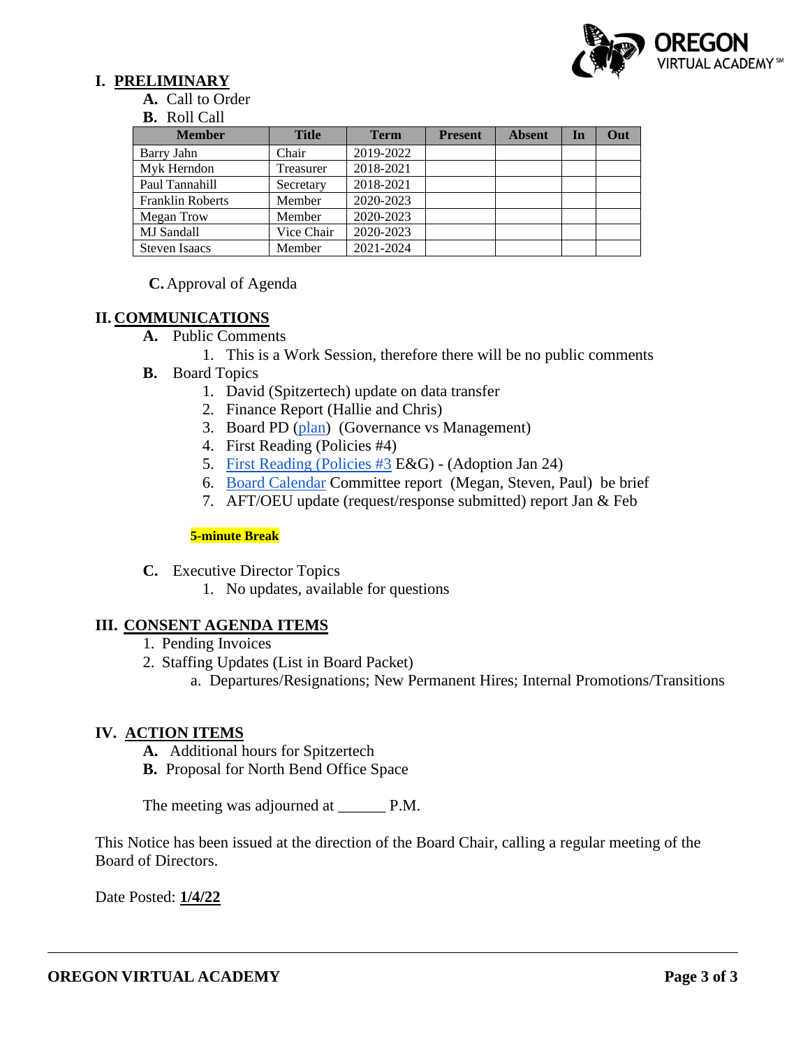# I. PRELIMINARY

**A.** Call to Order

**B.** Roll Call

| Member | Title | Term | Present | Absent | In | Out |
|---|---|---|---|---|---|---|
| Barry Jahn | Chair | 2019-2022 | | | | |
| Myk Herndon | Treasurer | 2018-2021 | | | | |
| Paul Tannahill | Secretary | 2018-2021 | | | | |
| Franklin Roberts | Member | 2020-2023 | | | | |
| Megan Trow | Member | 2020-2023 | | | | |
| MJ Sandall | Vice Chair | 2020-2023 | | | | |
| Steven Isaacs | Member | 2021-2024 | | | | |

**C.** Approval of Agenda

# II. COMMUNICATIONS

**A.** Public Comments

1. This is a Work Session, therefore there will be no public comments

**B.** Board Topics

1. David (Spitzertech) update on data transfer
2. Finance Report (Hallie and Chris)
3. Board PD (plan) (Governance vs Management)
4. First Reading (Policies #4)
5. First Reading (Policies #3 E&G) - (Adoption Jan 24)
6. Board Calendar Committee report (Megan, Steven, Paul) be brief
7. AFT/OEU update (request/response submitted) report Jan & Feb

**5-minute Break**

**C.** Executive Director Topics

1. No updates, available for questions

# III. CONSENT AGENDA ITEMS

1. Pending Invoices
2. Staffing Updates (List in Board Packet)
   a. Departures/Resignations; New Permanent Hires; Internal Promotions/Transitions

# IV. ACTION ITEMS

**A.** Additional hours for Spitzertech

**B.** Proposal for North Bend Office Space

The meeting was adjourned at ______ P.M.

This Notice has been issued at the direction of the Board Chair, calling a regular meeting of the Board of Directors.

Date Posted: **1/4/22**